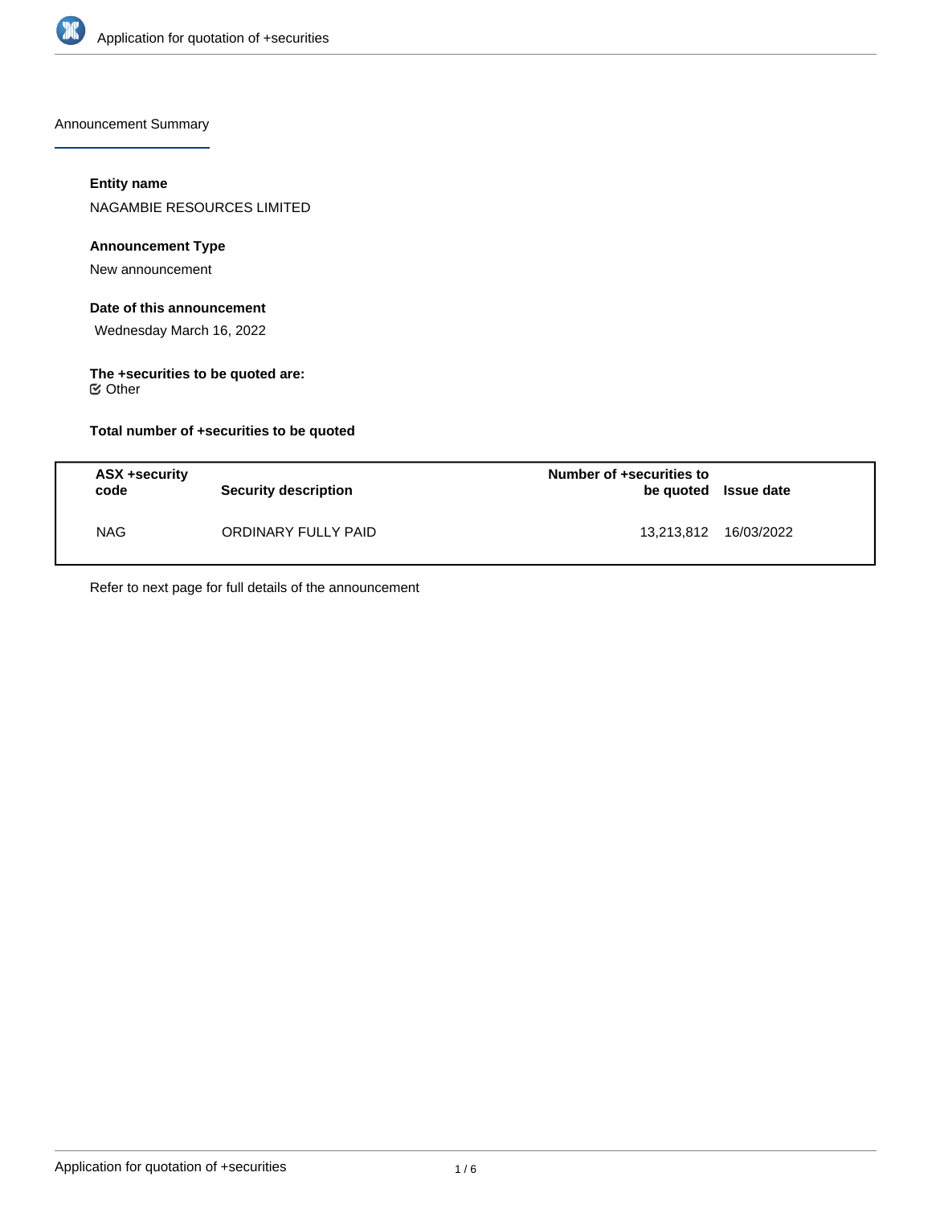Announcement Summary

**Entity name**

NAGAMBIE RESOURCES LIMITED

**Announcement Type**

New announcement

**Date of this announcement**

Wednesday March 16, 2022

**The +securities to be quoted are:**

☑ Other

**Total number of +securities to be quoted**

| ASX +security code | Security description | Number of +securities to be quoted | Issue date |
|---|---|---|---|
| NAG | ORDINARY FULLY PAID | 13,213,812 | 16/03/2022 |

Refer to next page for full details of the announcement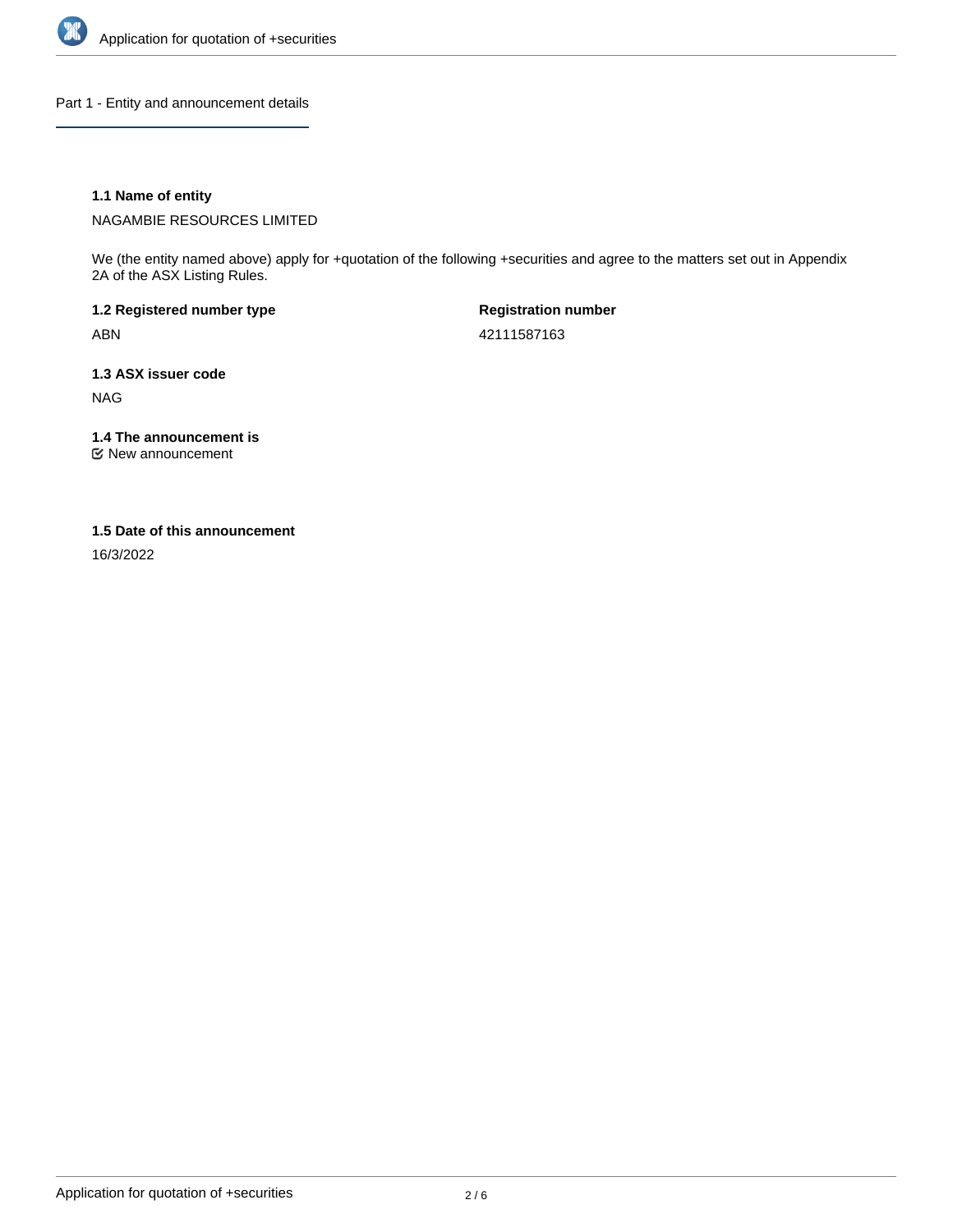## Part 1 - Entity and announcement details

**1.1 Name of entity**

NAGAMBIE RESOURCES LIMITED

We (the entity named above) apply for +quotation of the following +securities and agree to the matters set out in Appendix 2A of the ASX Listing Rules.

**1.2 Registered number type**

ABN

**Registration number**

42111587163

**1.3 ASX issuer code**

NAG

**1.4 The announcement is**

☑ New announcement

**1.5 Date of this announcement**

16/3/2022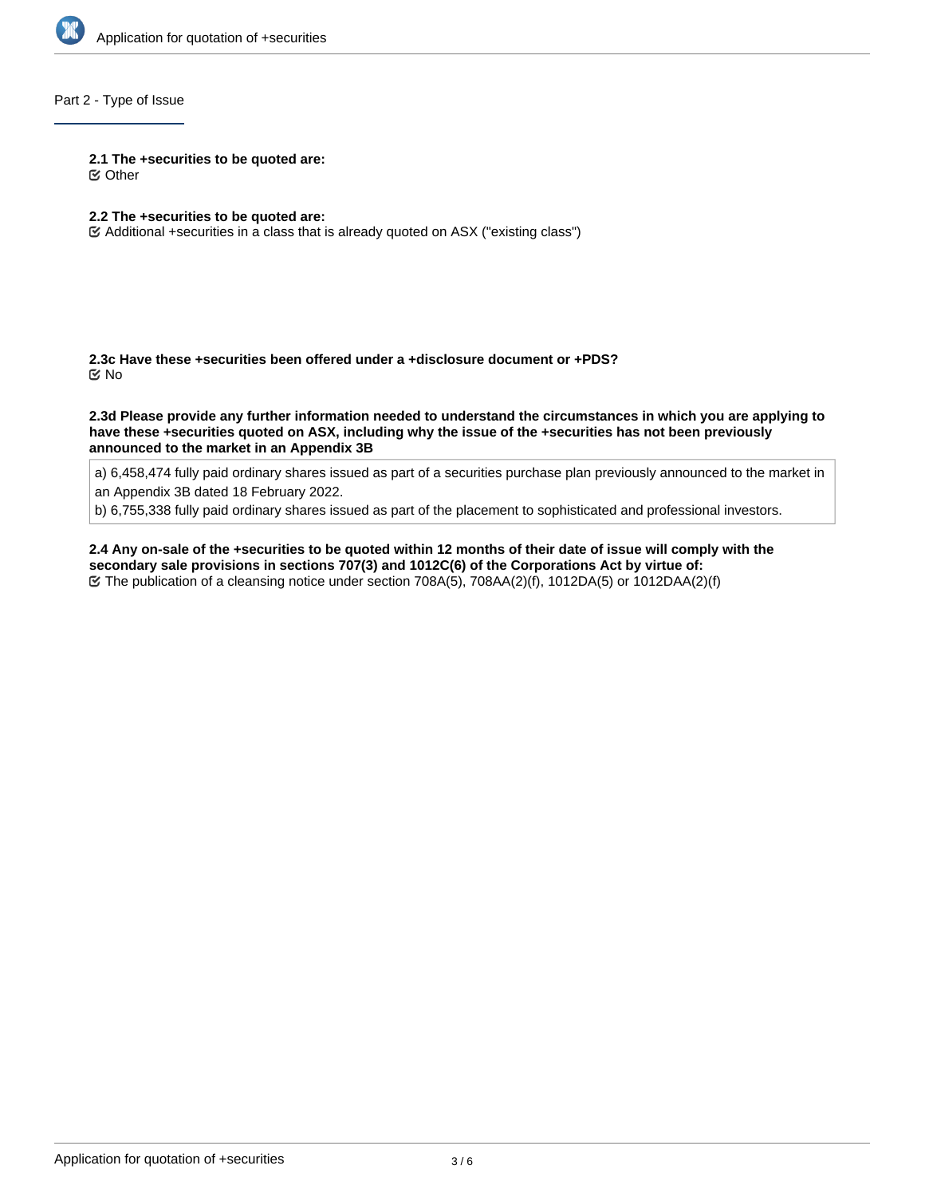## Part 2 - Type of Issue

**2.1 The +securities to be quoted are:**

Other

**2.2 The +securities to be quoted are:**

Additional +securities in a class that is already quoted on ASX ("existing class")

**2.3c Have these +securities been offered under a +disclosure document or +PDS?**

No

**2.3d Please provide any further information needed to understand the circumstances in which you are applying to have these +securities quoted on ASX, including why the issue of the +securities has not been previously announced to the market in an Appendix 3B**

a) 6,458,474 fully paid ordinary shares issued as part of a securities purchase plan previously announced to the market in an Appendix 3B dated 18 February 2022.
b) 6,755,338 fully paid ordinary shares issued as part of the placement to sophisticated and professional investors.

**2.4 Any on-sale of the +securities to be quoted within 12 months of their date of issue will comply with the secondary sale provisions in sections 707(3) and 1012C(6) of the Corporations Act by virtue of:**

The publication of a cleansing notice under section 708A(5), 708AA(2)(f), 1012DA(5) or 1012DAA(2)(f)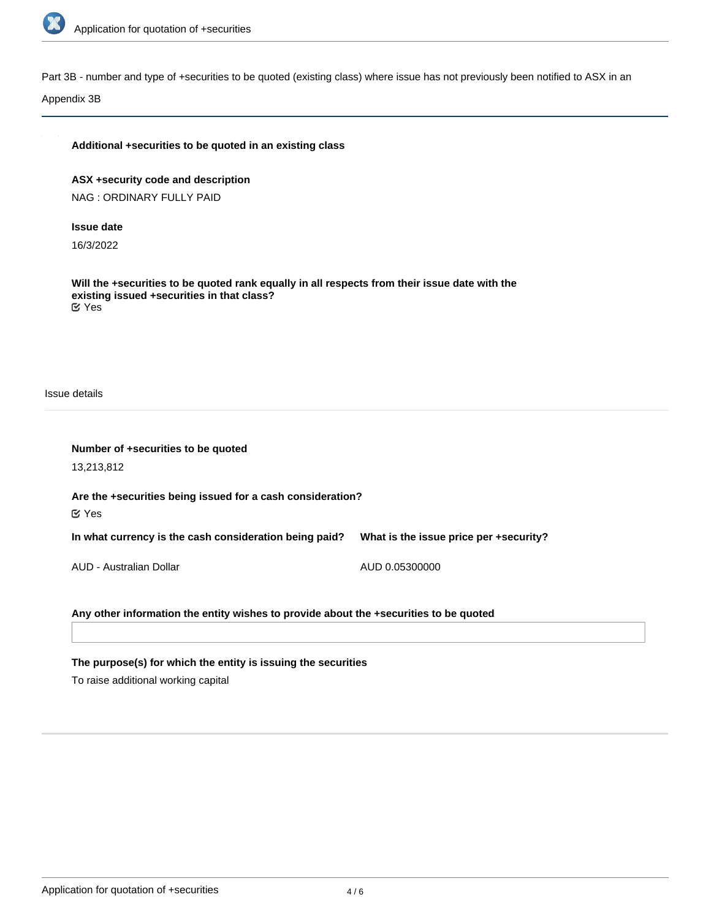Part 3B - number and type of +securities to be quoted (existing class) where issue has not previously been notified to ASX in an Appendix 3B

**Additional +securities to be quoted in an existing class**

**ASX +security code and description**

NAG : ORDINARY FULLY PAID

**Issue date**

16/3/2022

**Will the +securities to be quoted rank equally in all respects from their issue date with the existing issued +securities in that class?**

☑ Yes

Issue details

**Number of +securities to be quoted**

13,213,812

**Are the +securities being issued for a cash consideration?**

☑ Yes

| In what currency is the cash consideration being paid? | What is the issue price per +security? |
|---|---|
| AUD - Australian Dollar | AUD 0.05300000 |

**Any other information the entity wishes to provide about the +securities to be quoted**

**The purpose(s) for which the entity is issuing the securities**

To raise additional working capital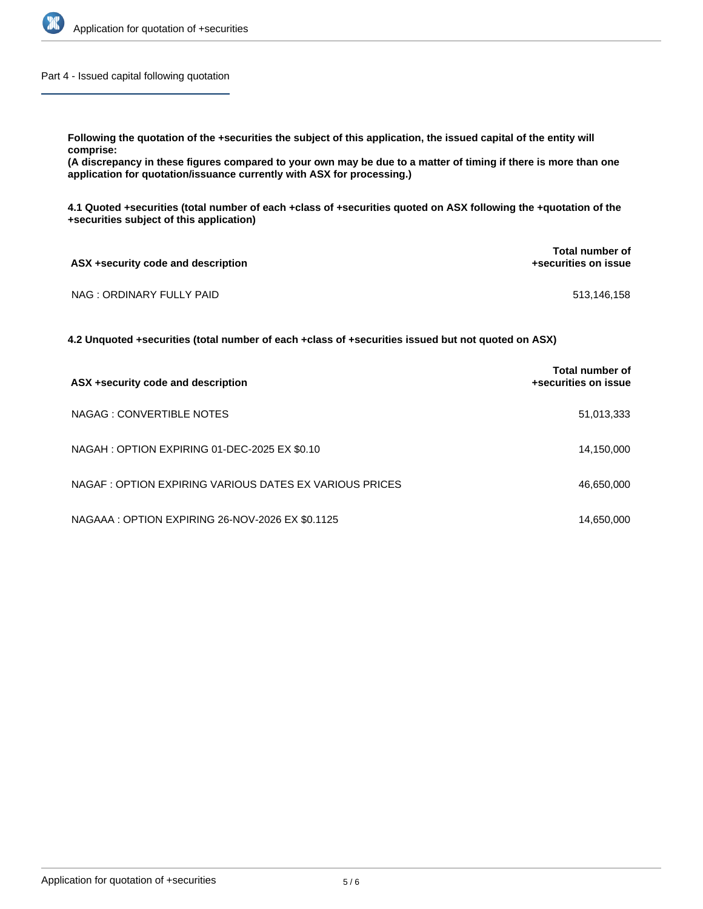## Part 4 - Issued capital following quotation

**Following the quotation of the +securities the subject of this application, the issued capital of the entity will comprise:**
**(A discrepancy in these figures compared to your own may be due to a matter of timing if there is more than one application for quotation/issuance currently with ASX for processing.)**

**4.1 Quoted +securities (total number of each +class of +securities quoted on ASX following the +quotation of the +securities subject of this application)**

| ASX +security code and description | Total number of +securities on issue |
|---|---|
| NAG : ORDINARY FULLY PAID | 513,146,158 |

**4.2 Unquoted +securities (total number of each +class of +securities issued but not quoted on ASX)**

| ASX +security code and description | Total number of +securities on issue |
|---|---|
| NAGAG : CONVERTIBLE NOTES | 51,013,333 |
| NAGAH : OPTION EXPIRING 01-DEC-2025 EX $0.10 | 14,150,000 |
| NAGAF : OPTION EXPIRING VARIOUS DATES EX VARIOUS PRICES | 46,650,000 |
| NAGAAA : OPTION EXPIRING 26-NOV-2026 EX $0.1125 | 14,650,000 |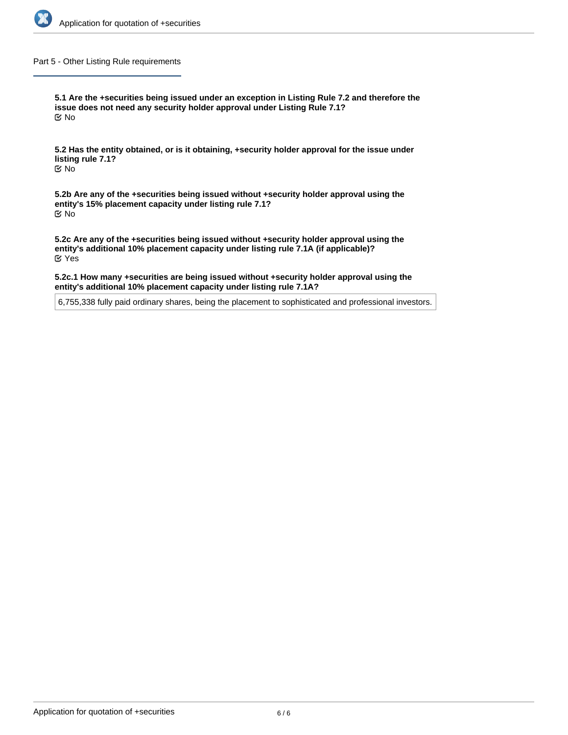## Part 5 - Other Listing Rule requirements

**5.1 Are the +securities being issued under an exception in Listing Rule 7.2 and therefore the issue does not need any security holder approval under Listing Rule 7.1?**

No

**5.2 Has the entity obtained, or is it obtaining, +security holder approval for the issue under listing rule 7.1?**

No

**5.2b Are any of the +securities being issued without +security holder approval using the entity's 15% placement capacity under listing rule 7.1?**

No

**5.2c Are any of the +securities being issued without +security holder approval using the entity's additional 10% placement capacity under listing rule 7.1A (if applicable)?**

Yes

**5.2c.1 How many +securities are being issued without +security holder approval using the entity's additional 10% placement capacity under listing rule 7.1A?**

6,755,338 fully paid ordinary shares, being the placement to sophisticated and professional investors.